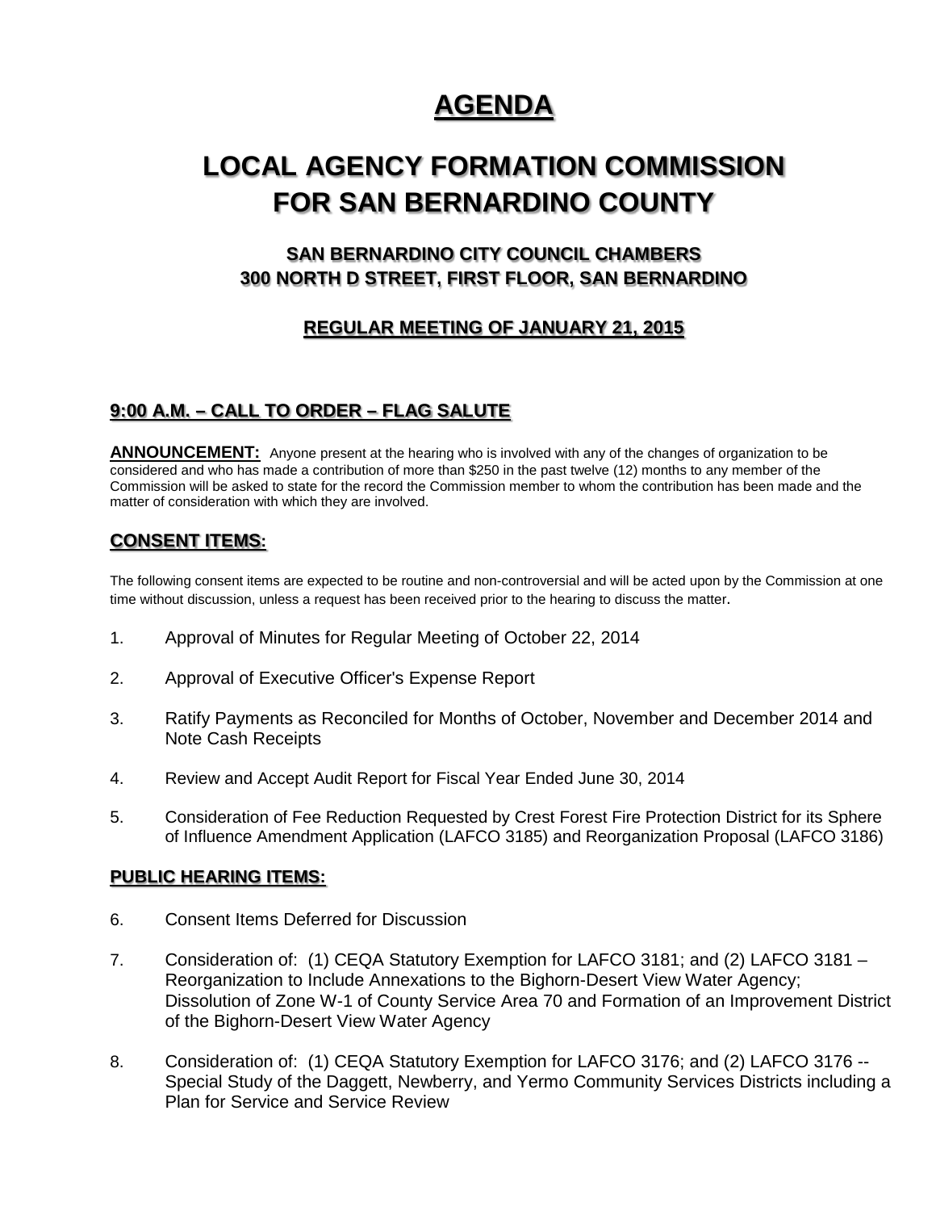# AGENDA

# LOCAL AGENCY FORMATION COMMISSION FOR SAN BERNARDINO COUNTY

### SAN BERNARDINO CITY COUNCIL CHAMBERS
### 300 NORTH D STREET, FIRST FLOOR, SAN BERNARDINO

### REGULAR MEETING OF JANUARY 21, 2015

## 9:00 A.M. – CALL TO ORDER – FLAG SALUTE

**ANNOUNCEMENT:** Anyone present at the hearing who is involved with any of the changes of organization to be considered and who has made a contribution of more than $250 in the past twelve (12) months to any member of the Commission will be asked to state for the record the Commission member to whom the contribution has been made and the matter of consideration with which they are involved.

## CONSENT ITEMS:

The following consent items are expected to be routine and non-controversial and will be acted upon by the Commission at one time without discussion, unless a request has been received prior to the hearing to discuss the matter.

1. Approval of Minutes for Regular Meeting of October 22, 2014
2. Approval of Executive Officer's Expense Report
3. Ratify Payments as Reconciled for Months of October, November and December 2014 and Note Cash Receipts
4. Review and Accept Audit Report for Fiscal Year Ended June 30, 2014
5. Consideration of Fee Reduction Requested by Crest Forest Fire Protection District for its Sphere of Influence Amendment Application (LAFCO 3185) and Reorganization Proposal (LAFCO 3186)

## PUBLIC HEARING ITEMS:

6. Consent Items Deferred for Discussion
7. Consideration of: (1) CEQA Statutory Exemption for LAFCO 3181; and (2) LAFCO 3181 – Reorganization to Include Annexations to the Bighorn-Desert View Water Agency; Dissolution of Zone W-1 of County Service Area 70 and Formation of an Improvement District of the Bighorn-Desert View Water Agency
8. Consideration of: (1) CEQA Statutory Exemption for LAFCO 3176; and (2) LAFCO 3176 -- Special Study of the Daggett, Newberry, and Yermo Community Services Districts including a Plan for Service and Service Review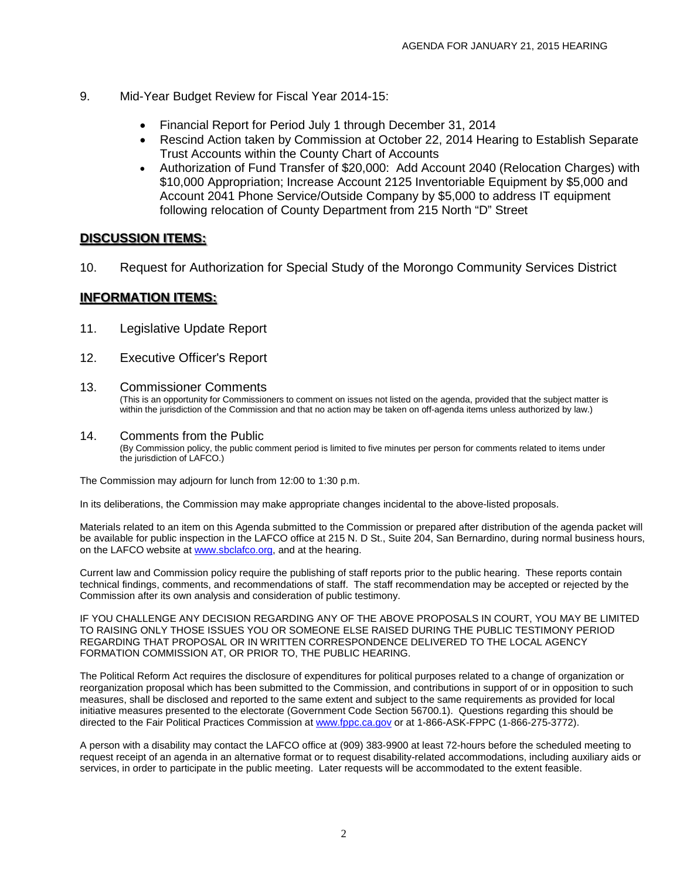9. Mid-Year Budget Review for Fiscal Year 2014-15:

    - Financial Report for Period July 1 through December 31, 2014
    - Rescind Action taken by Commission at October 22, 2014 Hearing to Establish Separate Trust Accounts within the County Chart of Accounts
    - Authorization of Fund Transfer of $20,000: Add Account 2040 (Relocation Charges) with $10,000 Appropriation; Increase Account 2125 Inventoriable Equipment by $5,000 and Account 2041 Phone Service/Outside Company by $5,000 to address IT equipment following relocation of County Department from 215 North "D" Street

## DISCUSSION ITEMS:

10. Request for Authorization for Special Study of the Morongo Community Services District

## INFORMATION ITEMS:

11. Legislative Update Report

12. Executive Officer's Report

13. Commissioner Comments
    (This is an opportunity for Commissioners to comment on issues not listed on the agenda, provided that the subject matter is within the jurisdiction of the Commission and that no action may be taken on off-agenda items unless authorized by law.)

14. Comments from the Public
    (By Commission policy, the public comment period is limited to five minutes per person for comments related to items under the jurisdiction of LAFCO.)

The Commission may adjourn for lunch from 12:00 to 1:30 p.m.

In its deliberations, the Commission may make appropriate changes incidental to the above-listed proposals.

Materials related to an item on this Agenda submitted to the Commission or prepared after distribution of the agenda packet will be available for public inspection in the LAFCO office at 215 N. D St., Suite 204, San Bernardino, during normal business hours, on the LAFCO website at www.sbclafco.org, and at the hearing.

Current law and Commission policy require the publishing of staff reports prior to the public hearing. These reports contain technical findings, comments, and recommendations of staff. The staff recommendation may be accepted or rejected by the Commission after its own analysis and consideration of public testimony.

IF YOU CHALLENGE ANY DECISION REGARDING ANY OF THE ABOVE PROPOSALS IN COURT, YOU MAY BE LIMITED TO RAISING ONLY THOSE ISSUES YOU OR SOMEONE ELSE RAISED DURING THE PUBLIC TESTIMONY PERIOD REGARDING THAT PROPOSAL OR IN WRITTEN CORRESPONDENCE DELIVERED TO THE LOCAL AGENCY FORMATION COMMISSION AT, OR PRIOR TO, THE PUBLIC HEARING.

The Political Reform Act requires the disclosure of expenditures for political purposes related to a change of organization or reorganization proposal which has been submitted to the Commission, and contributions in support of or in opposition to such measures, shall be disclosed and reported to the same extent and subject to the same requirements as provided for local initiative measures presented to the electorate (Government Code Section 56700.1). Questions regarding this should be directed to the Fair Political Practices Commission at www.fppc.ca.gov or at 1-866-ASK-FPPC (1-866-275-3772).

A person with a disability may contact the LAFCO office at (909) 383-9900 at least 72-hours before the scheduled meeting to request receipt of an agenda in an alternative format or to request disability-related accommodations, including auxiliary aids or services, in order to participate in the public meeting. Later requests will be accommodated to the extent feasible.